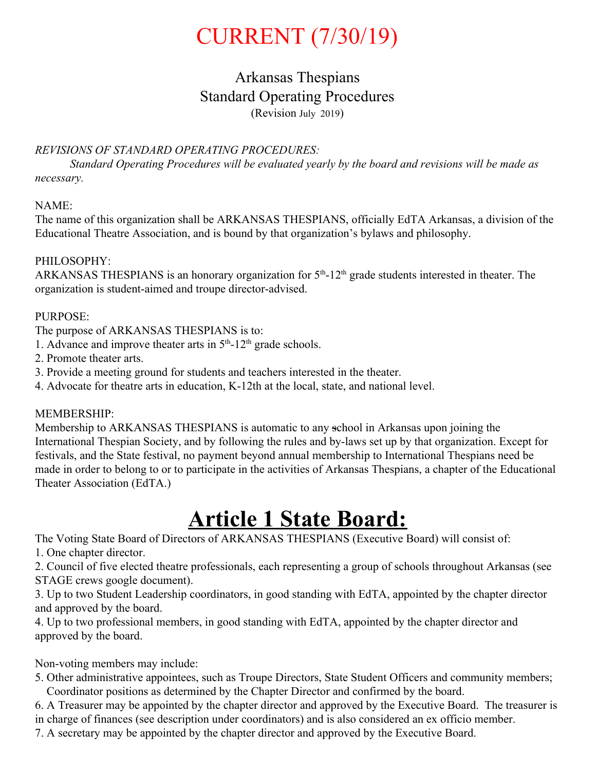# CURRENT (7/30/19)

## Arkansas Thespians
## Standard Operating Procedures
(Revision July 2019)

*REVISIONS OF STANDARD OPERATING PROCEDURES:*
*Standard Operating Procedures will be evaluated yearly by the board and revisions will be made as necessary.*

NAME:
The name of this organization shall be ARKANSAS THESPIANS, officially EdTA Arkansas, a division of the Educational Theatre Association, and is bound by that organization's bylaws and philosophy.

PHILOSOPHY:
ARKANSAS THESPIANS is an honorary organization for 5th-12th grade students interested in theater. The organization is student-aimed and troupe director-advised.

PURPOSE:
The purpose of ARKANSAS THESPIANS is to:
1. Advance and improve theater arts in 5th-12th grade schools.
2. Promote theater arts.
3. Provide a meeting ground for students and teachers interested in the theater.
4. Advocate for theatre arts in education, K-12th at the local, state, and national level.

MEMBERSHIP:
Membership to ARKANSAS THESPIANS is automatic to any school in Arkansas upon joining the International Thespian Society, and by following the rules and by-laws set up by that organization. Except for festivals, and the State festival, no payment beyond annual membership to International Thespians need be made in order to belong to or to participate in the activities of Arkansas Thespians, a chapter of the Educational Theater Association (EdTA.)

# Article 1 State Board:

The Voting State Board of Directors of ARKANSAS THESPIANS (Executive Board) will consist of:
1. One chapter director.
2. Council of five elected theatre professionals, each representing a group of schools throughout Arkansas (see STAGE crews google document).
3. Up to two Student Leadership coordinators, in good standing with EdTA, appointed by the chapter director and approved by the board.
4. Up to two professional members, in good standing with EdTA, appointed by the chapter director and approved by the board.

Non-voting members may include:
5. Other administrative appointees, such as Troupe Directors, State Student Officers and community members; Coordinator positions as determined by the Chapter Director and confirmed by the board.
6. A Treasurer may be appointed by the chapter director and approved by the Executive Board. The treasurer is in charge of finances (see description under coordinators) and is also considered an ex officio member.
7. A secretary may be appointed by the chapter director and approved by the Executive Board.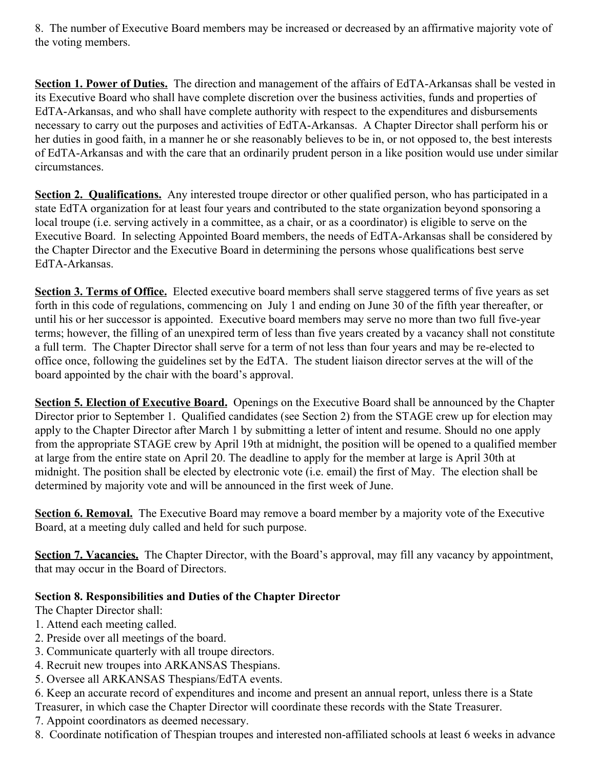8. The number of Executive Board members may be increased or decreased by an affirmative majority vote of the voting members.

**Section 1. Power of Duties.** The direction and management of the affairs of EdTA-Arkansas shall be vested in its Executive Board who shall have complete discretion over the business activities, funds and properties of EdTA-Arkansas, and who shall have complete authority with respect to the expenditures and disbursements necessary to carry out the purposes and activities of EdTA-Arkansas. A Chapter Director shall perform his or her duties in good faith, in a manner he or she reasonably believes to be in, or not opposed to, the best interests of EdTA-Arkansas and with the care that an ordinarily prudent person in a like position would use under similar circumstances.

**Section 2. Qualifications.** Any interested troupe director or other qualified person, who has participated in a state EdTA organization for at least four years and contributed to the state organization beyond sponsoring a local troupe (i.e. serving actively in a committee, as a chair, or as a coordinator) is eligible to serve on the Executive Board. In selecting Appointed Board members, the needs of EdTA-Arkansas shall be considered by the Chapter Director and the Executive Board in determining the persons whose qualifications best serve EdTA-Arkansas.

**Section 3. Terms of Office.** Elected executive board members shall serve staggered terms of five years as set forth in this code of regulations, commencing on July 1 and ending on June 30 of the fifth year thereafter, or until his or her successor is appointed. Executive board members may serve no more than two full five-year terms; however, the filling of an unexpired term of less than five years created by a vacancy shall not constitute a full term. The Chapter Director shall serve for a term of not less than four years and may be re-elected to office once, following the guidelines set by the EdTA. The student liaison director serves at the will of the board appointed by the chair with the board's approval.

**Section 5. Election of Executive Board.** Openings on the Executive Board shall be announced by the Chapter Director prior to September 1. Qualified candidates (see Section 2) from the STAGE crew up for election may apply to the Chapter Director after March 1 by submitting a letter of intent and resume. Should no one apply from the appropriate STAGE crew by April 19th at midnight, the position will be opened to a qualified member at large from the entire state on April 20. The deadline to apply for the member at large is April 30th at midnight. The position shall be elected by electronic vote (i.e. email) the first of May. The election shall be determined by majority vote and will be announced in the first week of June.

**Section 6. Removal.** The Executive Board may remove a board member by a majority vote of the Executive Board, at a meeting duly called and held for such purpose.

**Section 7. Vacancies.** The Chapter Director, with the Board's approval, may fill any vacancy by appointment, that may occur in the Board of Directors.

**Section 8. Responsibilities and Duties of the Chapter Director**

The Chapter Director shall:

1. Attend each meeting called.
2. Preside over all meetings of the board.
3. Communicate quarterly with all troupe directors.
4. Recruit new troupes into ARKANSAS Thespians.
5. Oversee all ARKANSAS Thespians/EdTA events.
6. Keep an accurate record of expenditures and income and present an annual report, unless there is a State Treasurer, in which case the Chapter Director will coordinate these records with the State Treasurer.
7. Appoint coordinators as deemed necessary.
8. Coordinate notification of Thespian troupes and interested non-affiliated schools at least 6 weeks in advance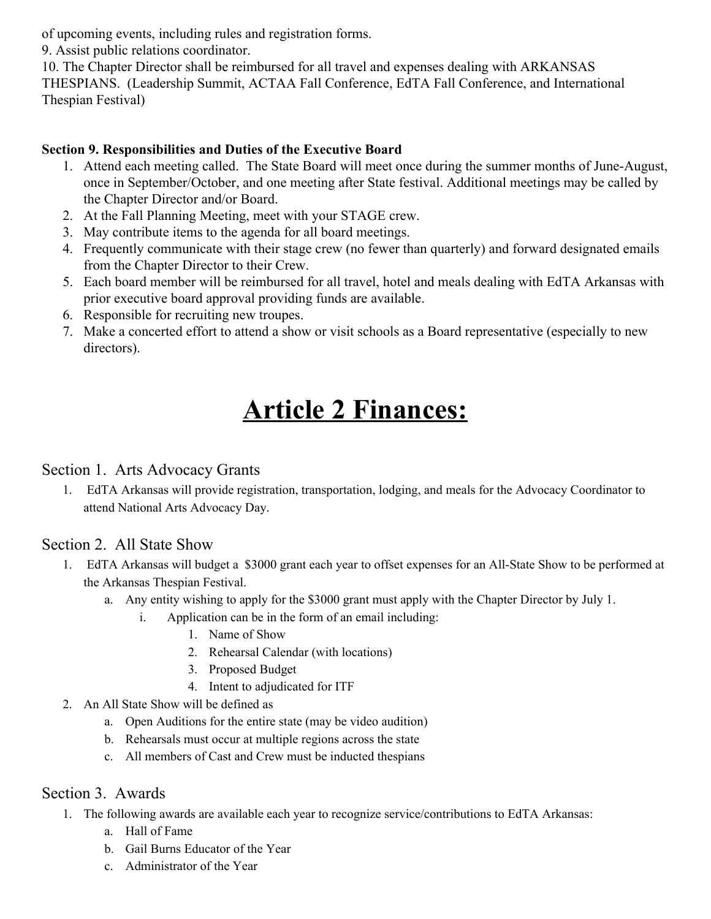of upcoming events, including rules and registration forms.
9. Assist public relations coordinator.
10. The Chapter Director shall be reimbursed for all travel and expenses dealing with ARKANSAS THESPIANS. (Leadership Summit, ACTAA Fall Conference, EdTA Fall Conference, and International Thespian Festival)

**Section 9. Responsibilities and Duties of the Executive Board**

1. Attend each meeting called. The State Board will meet once during the summer months of June-August, once in September/October, and one meeting after State festival. Additional meetings may be called by the Chapter Director and/or Board.
2. At the Fall Planning Meeting, meet with your STAGE crew.
3. May contribute items to the agenda for all board meetings.
4. Frequently communicate with their stage crew (no fewer than quarterly) and forward designated emails from the Chapter Director to their Crew.
5. Each board member will be reimbursed for all travel, hotel and meals dealing with EdTA Arkansas with prior executive board approval providing funds are available.
6. Responsible for recruiting new troupes.
7. Make a concerted effort to attend a show or visit schools as a Board representative (especially to new directors).

# Article 2 Finances:

## Section 1. Arts Advocacy Grants

1. EdTA Arkansas will provide registration, transportation, lodging, and meals for the Advocacy Coordinator to attend National Arts Advocacy Day.

## Section 2. All State Show

1. EdTA Arkansas will budget a $3000 grant each year to offset expenses for an All-State Show to be performed at the Arkansas Thespian Festival.
    a. Any entity wishing to apply for the $3000 grant must apply with the Chapter Director by July 1.
        i. Application can be in the form of an email including:
            1. Name of Show
            2. Rehearsal Calendar (with locations)
            3. Proposed Budget
            4. Intent to adjudicated for ITF
2. An All State Show will be defined as
    a. Open Auditions for the entire state (may be video audition)
    b. Rehearsals must occur at multiple regions across the state
    c. All members of Cast and Crew must be inducted thespians

## Section 3. Awards

1. The following awards are available each year to recognize service/contributions to EdTA Arkansas:
    a. Hall of Fame
    b. Gail Burns Educator of the Year
    c. Administrator of the Year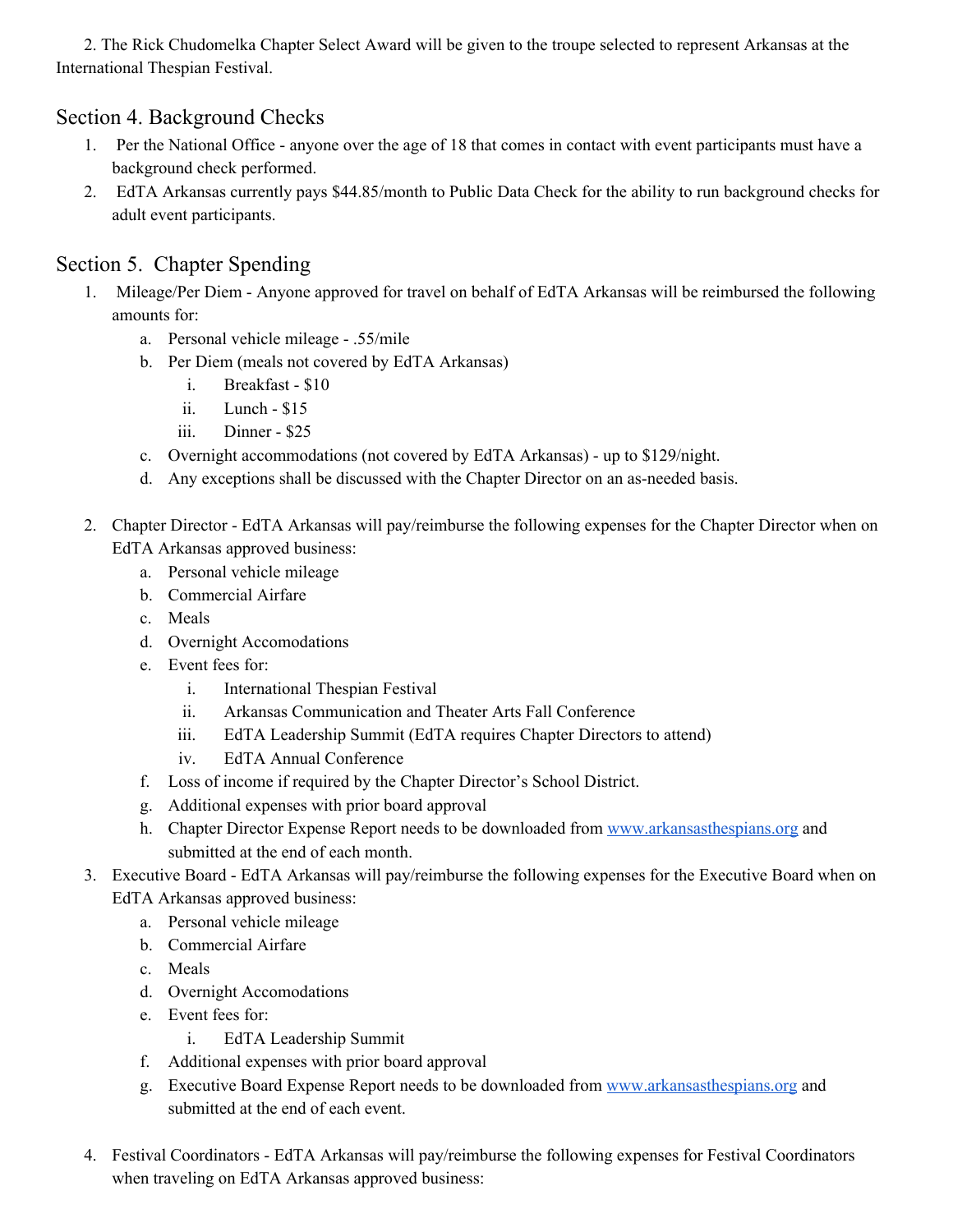2. The Rick Chudomelka Chapter Select Award will be given to the troupe selected to represent Arkansas at the International Thespian Festival.

## Section 4. Background Checks

1. Per the National Office - anyone over the age of 18 that comes in contact with event participants must have a background check performed.
2. EdTA Arkansas currently pays $44.85/month to Public Data Check for the ability to run background checks for adult event participants.

## Section 5. Chapter Spending

1. Mileage/Per Diem - Anyone approved for travel on behalf of EdTA Arkansas will be reimbursed the following amounts for:
   a. Personal vehicle mileage - .55/mile
   b. Per Diem (meals not covered by EdTA Arkansas)
      i. Breakfast - $10
      ii. Lunch - $15
      iii. Dinner - $25
   c. Overnight accommodations (not covered by EdTA Arkansas) - up to $129/night.
   d. Any exceptions shall be discussed with the Chapter Director on an as-needed basis.

2. Chapter Director - EdTA Arkansas will pay/reimburse the following expenses for the Chapter Director when on EdTA Arkansas approved business:
   a. Personal vehicle mileage
   b. Commercial Airfare
   c. Meals
   d. Overnight Accomodations
   e. Event fees for:
      i. International Thespian Festival
      ii. Arkansas Communication and Theater Arts Fall Conference
      iii. EdTA Leadership Summit (EdTA requires Chapter Directors to attend)
      iv. EdTA Annual Conference
   f. Loss of income if required by the Chapter Director's School District.
   g. Additional expenses with prior board approval
   h. Chapter Director Expense Report needs to be downloaded from www.arkansasthespians.org and submitted at the end of each month.
3. Executive Board - EdTA Arkansas will pay/reimburse the following expenses for the Executive Board when on EdTA Arkansas approved business:
   a. Personal vehicle mileage
   b. Commercial Airfare
   c. Meals
   d. Overnight Accomodations
   e. Event fees for:
      i. EdTA Leadership Summit
   f. Additional expenses with prior board approval
   g. Executive Board Expense Report needs to be downloaded from www.arkansasthespians.org and submitted at the end of each event.

4. Festival Coordinators - EdTA Arkansas will pay/reimburse the following expenses for Festival Coordinators when traveling on EdTA Arkansas approved business: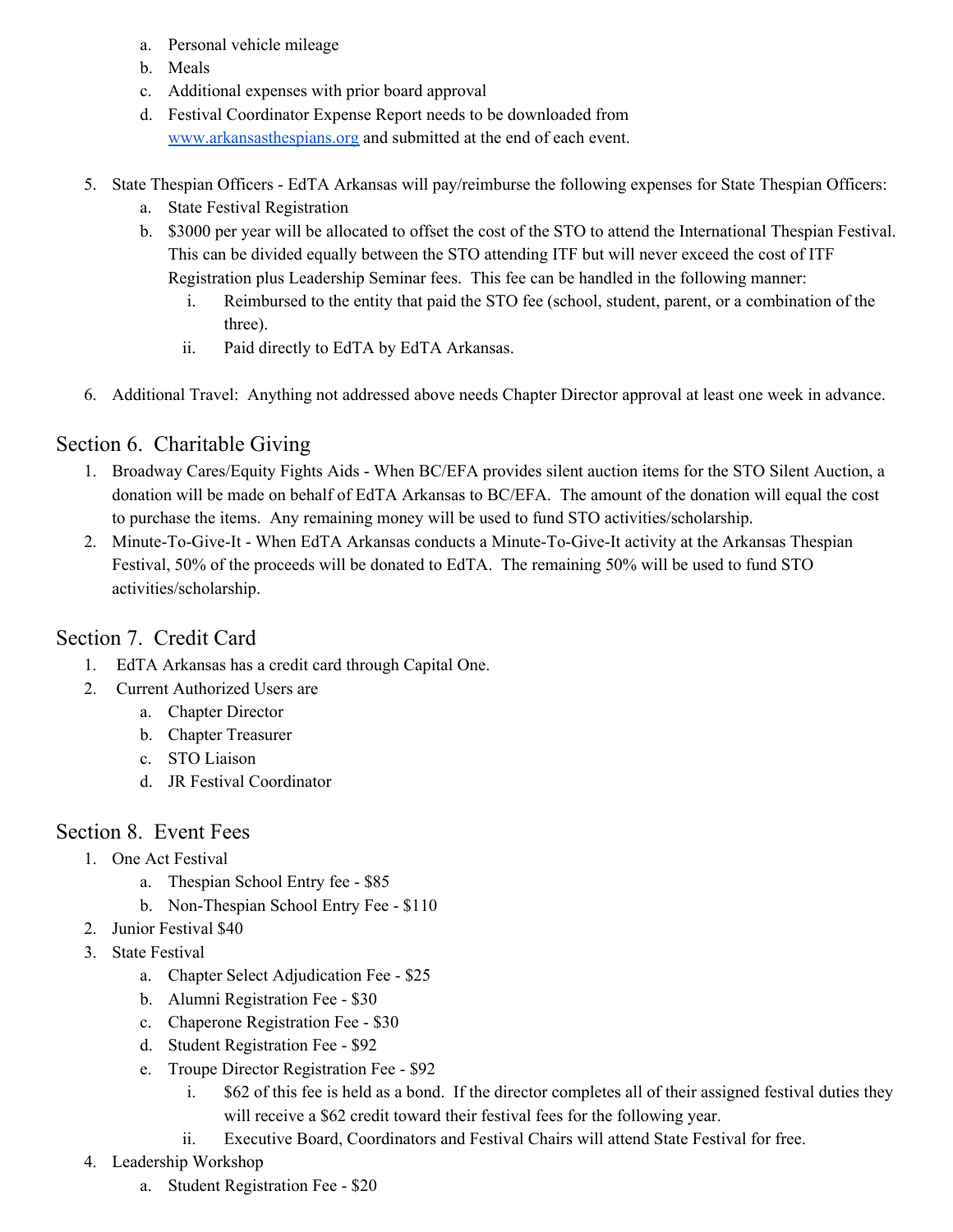a. Personal vehicle mileage
   b. Meals
   c. Additional expenses with prior board approval
   d. Festival Coordinator Expense Report needs to be downloaded from [www.arkansasthespians.org](http://www.arkansasthespians.org) and submitted at the end of each event.

5. State Thespian Officers - EdTA Arkansas will pay/reimburse the following expenses for State Thespian Officers:
   a. State Festival Registration
   b. $3000 per year will be allocated to offset the cost of the STO to attend the International Thespian Festival. This can be divided equally between the STO attending ITF but will never exceed the cost of ITF Registration plus Leadership Seminar fees. This fee can be handled in the following manner:
      i. Reimbursed to the entity that paid the STO fee (school, student, parent, or a combination of the three).
      ii. Paid directly to EdTA by EdTA Arkansas.

6. Additional Travel: Anything not addressed above needs Chapter Director approval at least one week in advance.

## Section 6. Charitable Giving

1. Broadway Cares/Equity Fights Aids - When BC/EFA provides silent auction items for the STO Silent Auction, a donation will be made on behalf of EdTA Arkansas to BC/EFA. The amount of the donation will equal the cost to purchase the items. Any remaining money will be used to fund STO activities/scholarship.
2. Minute-To-Give-It - When EdTA Arkansas conducts a Minute-To-Give-It activity at the Arkansas Thespian Festival, 50% of the proceeds will be donated to EdTA. The remaining 50% will be used to fund STO activities/scholarship.

## Section 7. Credit Card

1. EdTA Arkansas has a credit card through Capital One.
2. Current Authorized Users are
   a. Chapter Director
   b. Chapter Treasurer
   c. STO Liaison
   d. JR Festival Coordinator

## Section 8. Event Fees

1. One Act Festival
   a. Thespian School Entry fee - $85
   b. Non-Thespian School Entry Fee - $110
2. Junior Festival $40
3. State Festival
   a. Chapter Select Adjudication Fee - $25
   b. Alumni Registration Fee - $30
   c. Chaperone Registration Fee - $30
   d. Student Registration Fee - $92
   e. Troupe Director Registration Fee - $92
      i. $62 of this fee is held as a bond. If the director completes all of their assigned festival duties they will receive a $62 credit toward their festival fees for the following year.
      ii. Executive Board, Coordinators and Festival Chairs will attend State Festival for free.
4. Leadership Workshop
   a. Student Registration Fee - $20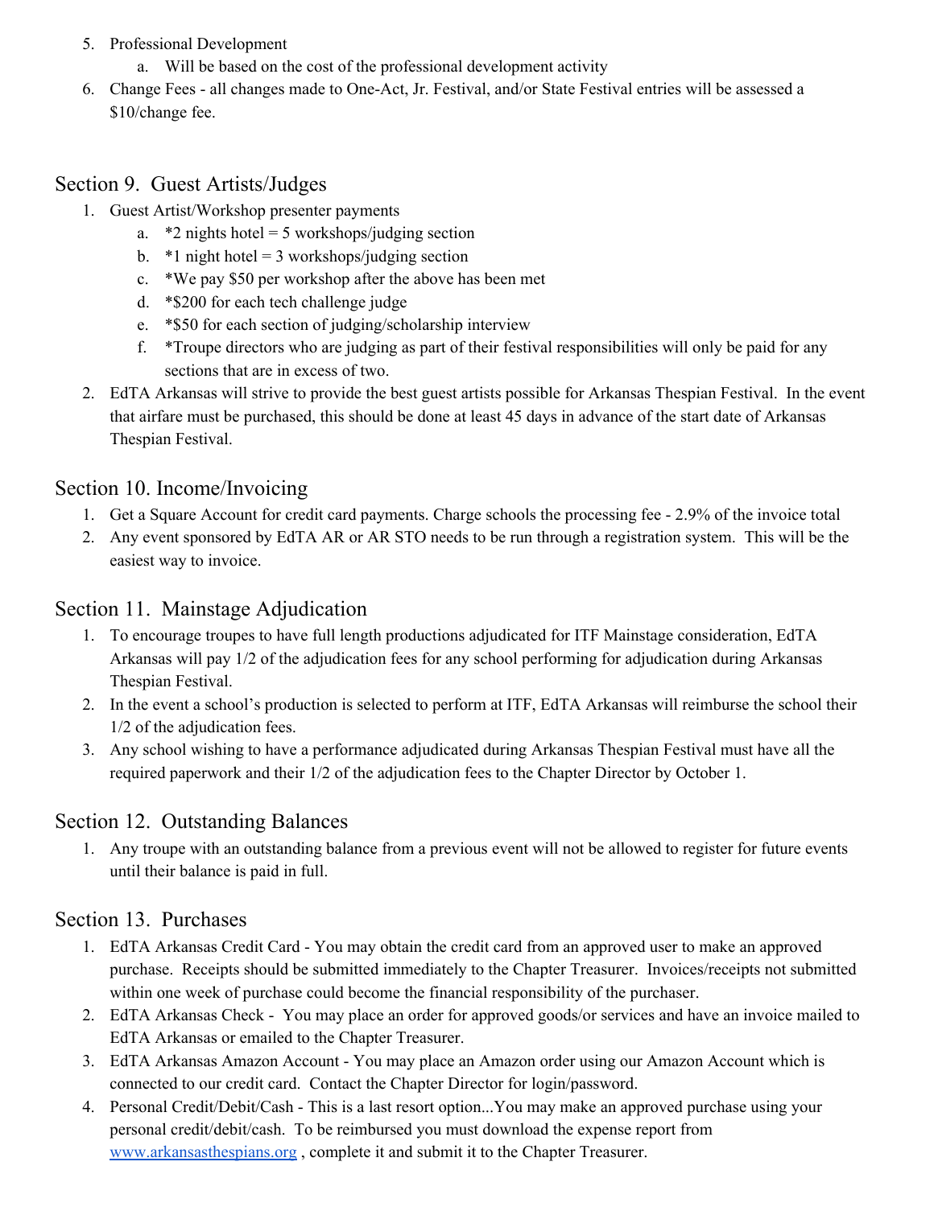5. Professional Development
    a. Will be based on the cost of the professional development activity
6. Change Fees - all changes made to One-Act, Jr. Festival, and/or State Festival entries will be assessed a $10/change fee.

## Section 9. Guest Artists/Judges

1. Guest Artist/Workshop presenter payments
    a. *2 nights hotel = 5 workshops/judging section
    b. *1 night hotel = 3 workshops/judging section
    c. *We pay $50 per workshop after the above has been met
    d. *$200 for each tech challenge judge
    e. *$50 for each section of judging/scholarship interview
    f. *Troupe directors who are judging as part of their festival responsibilities will only be paid for any sections that are in excess of two.
2. EdTA Arkansas will strive to provide the best guest artists possible for Arkansas Thespian Festival. In the event that airfare must be purchased, this should be done at least 45 days in advance of the start date of Arkansas Thespian Festival.

## Section 10. Income/Invoicing

1. Get a Square Account for credit card payments. Charge schools the processing fee - 2.9% of the invoice total
2. Any event sponsored by EdTA AR or AR STO needs to be run through a registration system. This will be the easiest way to invoice.

## Section 11. Mainstage Adjudication

1. To encourage troupes to have full length productions adjudicated for ITF Mainstage consideration, EdTA Arkansas will pay 1/2 of the adjudication fees for any school performing for adjudication during Arkansas Thespian Festival.
2. In the event a school's production is selected to perform at ITF, EdTA Arkansas will reimburse the school their 1/2 of the adjudication fees.
3. Any school wishing to have a performance adjudicated during Arkansas Thespian Festival must have all the required paperwork and their 1/2 of the adjudication fees to the Chapter Director by October 1.

## Section 12. Outstanding Balances

1. Any troupe with an outstanding balance from a previous event will not be allowed to register for future events until their balance is paid in full.

## Section 13. Purchases

1. EdTA Arkansas Credit Card - You may obtain the credit card from an approved user to make an approved purchase. Receipts should be submitted immediately to the Chapter Treasurer. Invoices/receipts not submitted within one week of purchase could become the financial responsibility of the purchaser.
2. EdTA Arkansas Check - You may place an order for approved goods/or services and have an invoice mailed to EdTA Arkansas or emailed to the Chapter Treasurer.
3. EdTA Arkansas Amazon Account - You may place an Amazon order using our Amazon Account which is connected to our credit card. Contact the Chapter Director for login/password.
4. Personal Credit/Debit/Cash - This is a last resort option...You may make an approved purchase using your personal credit/debit/cash. To be reimbursed you must download the expense report from [www.arkansasthespians.org](http://www.arkansasthespians.org) , complete it and submit it to the Chapter Treasurer.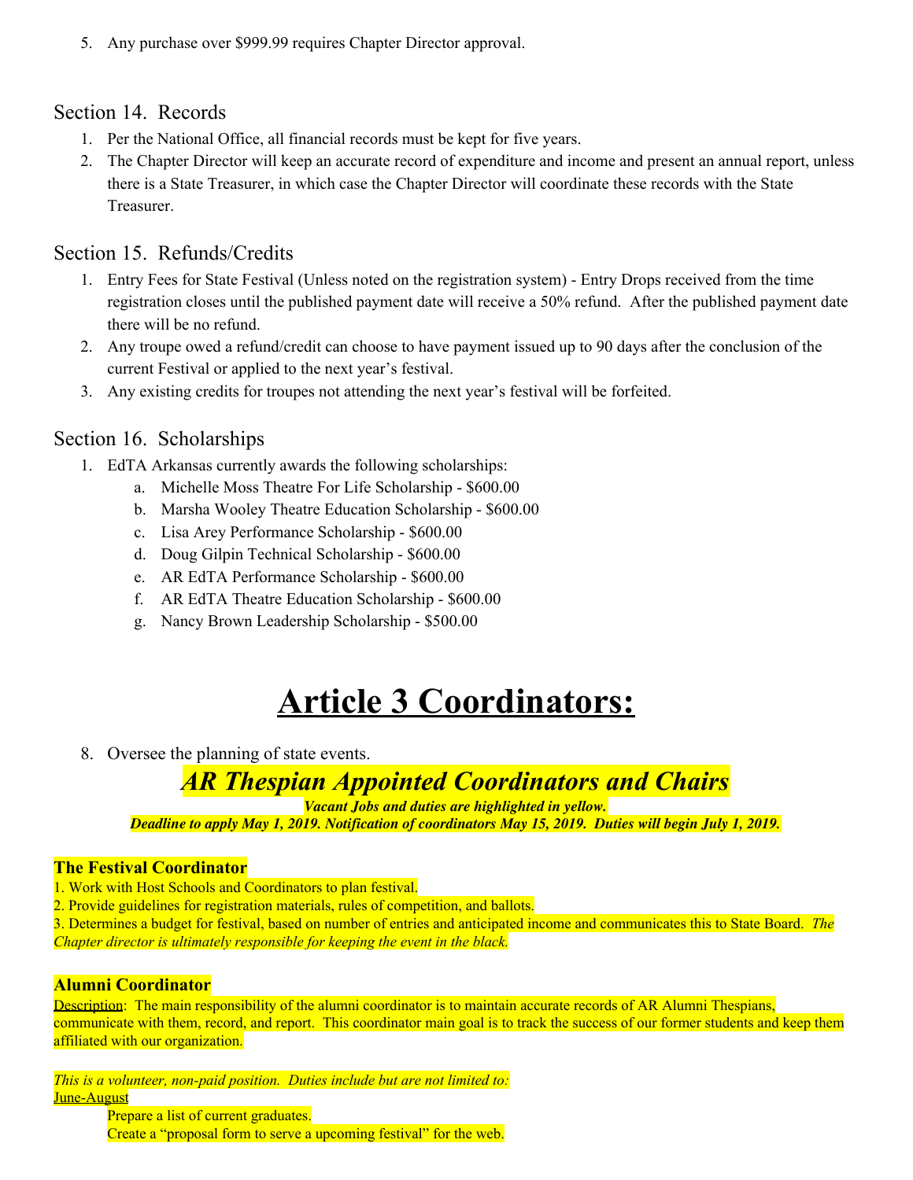5. Any purchase over $999.99 requires Chapter Director approval.

### Section 14. Records

1. Per the National Office, all financial records must be kept for five years.
2. The Chapter Director will keep an accurate record of expenditure and income and present an annual report, unless there is a State Treasurer, in which case the Chapter Director will coordinate these records with the State Treasurer.

### Section 15. Refunds/Credits

1. Entry Fees for State Festival (Unless noted on the registration system) - Entry Drops received from the time registration closes until the published payment date will receive a 50% refund. After the published payment date there will be no refund.
2. Any troupe owed a refund/credit can choose to have payment issued up to 90 days after the conclusion of the current Festival or applied to the next year's festival.
3. Any existing credits for troupes not attending the next year's festival will be forfeited.

### Section 16. Scholarships

1. EdTA Arkansas currently awards the following scholarships:
   a. Michelle Moss Theatre For Life Scholarship - $600.00
   b. Marsha Wooley Theatre Education Scholarship - $600.00
   c. Lisa Arey Performance Scholarship - $600.00
   d. Doug Gilpin Technical Scholarship - $600.00
   e. AR EdTA Performance Scholarship - $600.00
   f. AR EdTA Theatre Education Scholarship - $600.00
   g. Nancy Brown Leadership Scholarship - $500.00

# Article 3 Coordinators:

8. Oversee the planning of state events.

## *AR Thespian Appointed Coordinators and Chairs*

***Vacant Jobs and duties are highlighted in yellow.***
***Deadline to apply May 1, 2019. Notification of coordinators May 15, 2019. Duties will begin July 1, 2019.***

**The Festival Coordinator**

1. Work with Host Schools and Coordinators to plan festival.
2. Provide guidelines for registration materials, rules of competition, and ballots.
3. Determines a budget for festival, based on number of entries and anticipated income and communicates this to State Board. *The Chapter director is ultimately responsible for keeping the event in the black.*

**Alumni Coordinator**

Description: The main responsibility of the alumni coordinator is to maintain accurate records of AR Alumni Thespians, communicate with them, record, and report. This coordinator main goal is to track the success of our former students and keep them affiliated with our organization.

*This is a volunteer, non-paid position. Duties include but are not limited to:*
June-August

Prepare a list of current graduates.
Create a "proposal form to serve a upcoming festival" for the web.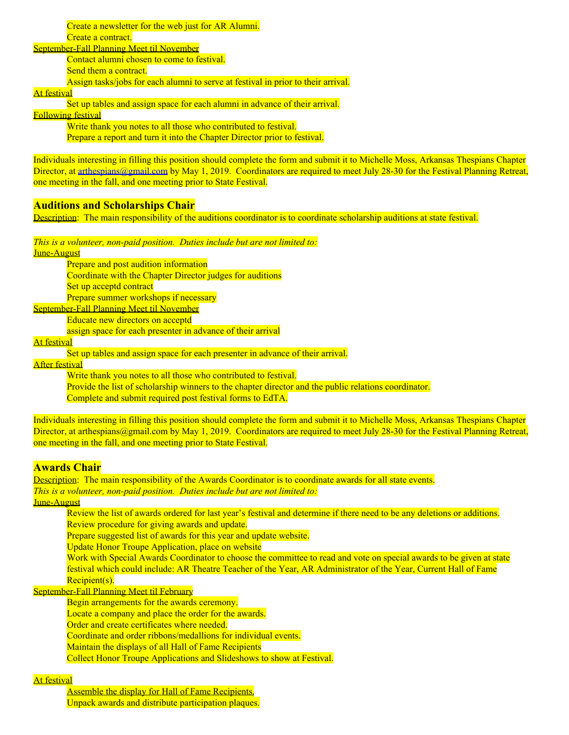Create a newsletter for the web just for AR Alumni.
Create a contract.

September-Fall Planning Meet til November

Contact alumni chosen to come to festival.
Send them a contract.
Assign tasks/jobs for each alumni to serve at festival in prior to their arrival.

At festival

Set up tables and assign space for each alumni in advance of their arrival.

Following festival

Write thank you notes to all those who contributed to festival.
Prepare a report and turn it into the Chapter Director prior to festival.

Individuals interesting in filling this position should complete the form and submit it to Michelle Moss, Arkansas Thespians Chapter Director, at arthespians@gmail.com by May 1, 2019. Coordinators are required to meet July 28-30 for the Festival Planning Retreat, one meeting in the fall, and one meeting prior to State Festival.

### Auditions and Scholarships Chair

Description: The main responsibility of the auditions coordinator is to coordinate scholarship auditions at state festival.

*This is a volunteer, non-paid position. Duties include but are not limited to:*

June-August

Prepare and post audition information
Coordinate with the Chapter Director judges for auditions
Set up acceptd contract
Prepare summer workshops if necessary

September-Fall Planning Meet til November

Educate new directors on acceptd
assign space for each presenter in advance of their arrival

At festival

Set up tables and assign space for each presenter in advance of their arrival.

After festival

Write thank you notes to all those who contributed to festival.
Provide the list of scholarship winners to the chapter director and the public relations coordinator.
Complete and submit required post festival forms to EdTA.

Individuals interesting in filling this position should complete the form and submit it to Michelle Moss, Arkansas Thespians Chapter Director, at arthespians@gmail.com by May 1, 2019. Coordinators are required to meet July 28-30 for the Festival Planning Retreat, one meeting in the fall, and one meeting prior to State Festival.

### Awards Chair

Description: The main responsibility of the Awards Coordinator is to coordinate awards for all state events.
*This is a volunteer, non-paid position. Duties include but are not limited to:*

June-August

Review the list of awards ordered for last year's festival and determine if there need to be any deletions or additions.
Review procedure for giving awards and update.
Prepare suggested list of awards for this year and update website.
Update Honor Troupe Application, place on website
Work with Special Awards Coordinator to choose the committee to read and vote on special awards to be given at state festival which could include: AR Theatre Teacher of the Year, AR Administrator of the Year, Current Hall of Fame Recipient(s).

September-Fall Planning Meet til February

Begin arrangements for the awards ceremony.
Locate a company and place the order for the awards.
Order and create certificates where needed.
Coordinate and order ribbons/medallions for individual events.
Maintain the displays of all Hall of Fame Recipients
Collect Honor Troupe Applications and Slideshows to show at Festival.

At festival

Assemble the display for Hall of Fame Recipients.
Unpack awards and distribute participation plaques.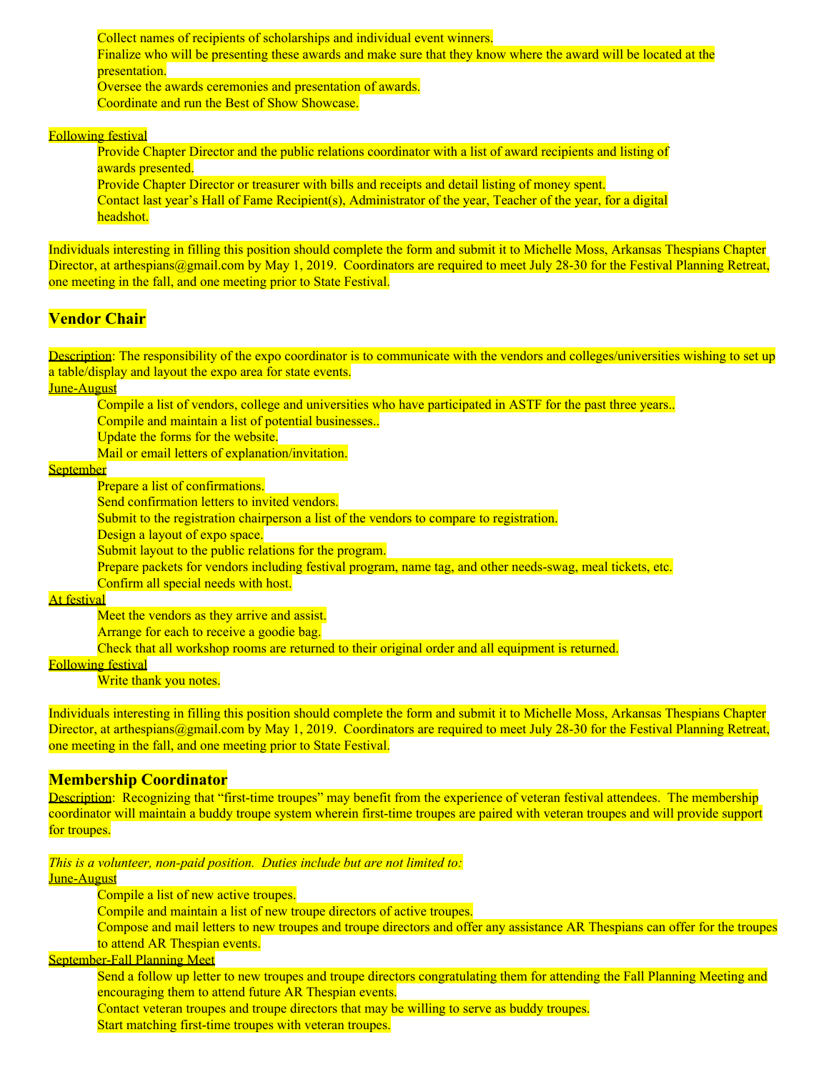Collect names of recipients of scholarships and individual event winners.
Finalize who will be presenting these awards and make sure that they know where the award will be located at the presentation.
Oversee the awards ceremonies and presentation of awards.
Coordinate and run the Best of Show Showcase.

Following festival

Provide Chapter Director and the public relations coordinator with a list of award recipients and listing of awards presented.
Provide Chapter Director or treasurer with bills and receipts and detail listing of money spent.
Contact last year's Hall of Fame Recipient(s), Administrator of the year, Teacher of the year, for a digital headshot.

Individuals interesting in filling this position should complete the form and submit it to Michelle Moss, Arkansas Thespians Chapter Director, at arthespians@gmail.com by May 1, 2019. Coordinators are required to meet July 28-30 for the Festival Planning Retreat, one meeting in the fall, and one meeting prior to State Festival.

## Vendor Chair

Description: The responsibility of the expo coordinator is to communicate with the vendors and colleges/universities wishing to set up a table/display and layout the expo area for state events.

June-August

Compile a list of vendors, college and universities who have participated in ASTF for the past three years..
Compile and maintain a list of potential businesses..
Update the forms for the website.
Mail or email letters of explanation/invitation.

September

Prepare a list of confirmations.
Send confirmation letters to invited vendors.
Submit to the registration chairperson a list of the vendors to compare to registration.
Design a layout of expo space.
Submit layout to the public relations for the program.
Prepare packets for vendors including festival program, name tag, and other needs-swag, meal tickets, etc.
Confirm all special needs with host.

At festival

Meet the vendors as they arrive and assist.
Arrange for each to receive a goodie bag.
Check that all workshop rooms are returned to their original order and all equipment is returned.

Following festival

Write thank you notes.

Individuals interesting in filling this position should complete the form and submit it to Michelle Moss, Arkansas Thespians Chapter Director, at arthespians@gmail.com by May 1, 2019. Coordinators are required to meet July 28-30 for the Festival Planning Retreat, one meeting in the fall, and one meeting prior to State Festival.

## Membership Coordinator

Description: Recognizing that "first-time troupes" may benefit from the experience of veteran festival attendees. The membership coordinator will maintain a buddy troupe system wherein first-time troupes are paired with veteran troupes and will provide support for troupes.

*This is a volunteer, non-paid position. Duties include but are not limited to:*

June-August

Compile a list of new active troupes.
Compile and maintain a list of new troupe directors of active troupes.
Compose and mail letters to new troupes and troupe directors and offer any assistance AR Thespians can offer for the troupes to attend AR Thespian events.

September-Fall Planning Meet

Send a follow up letter to new troupes and troupe directors congratulating them for attending the Fall Planning Meeting and encouraging them to attend future AR Thespian events.
Contact veteran troupes and troupe directors that may be willing to serve as buddy troupes.
Start matching first-time troupes with veteran troupes.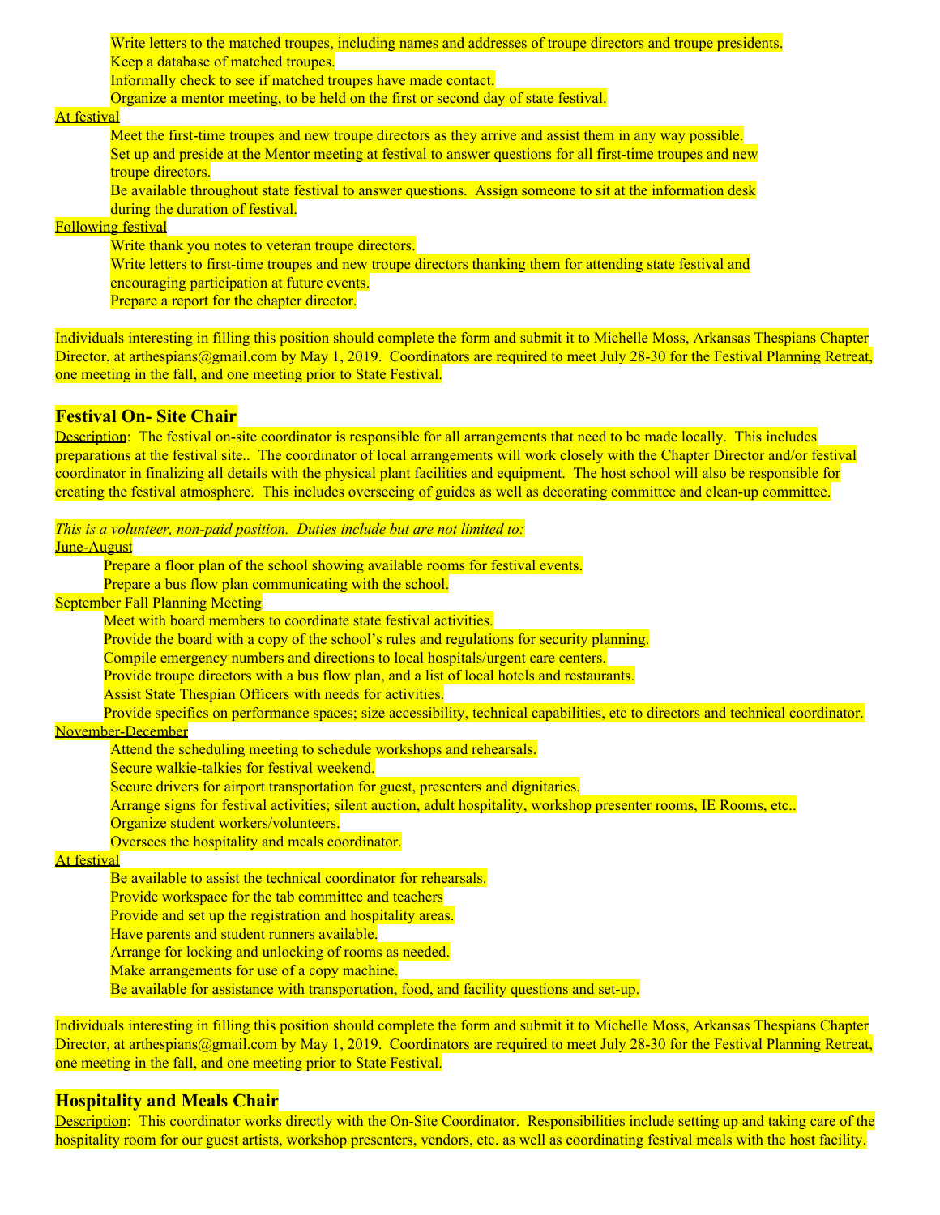- Write letters to the matched troupes, including names and addresses of troupe directors and troupe presidents.
- Keep a database of matched troupes.
- Informally check to see if matched troupes have made contact.
- Organize a mentor meeting, to be held on the first or second day of state festival.

<u>At festival</u>

- Meet the first-time troupes and new troupe directors as they arrive and assist them in any way possible.
- Set up and preside at the Mentor meeting at festival to answer questions for all first-time troupes and new troupe directors.
- Be available throughout state festival to answer questions. Assign someone to sit at the information desk during the duration of festival.

<u>Following festival</u>

- Write thank you notes to veteran troupe directors.
- Write letters to first-time troupes and new troupe directors thanking them for attending state festival and encouraging participation at future events.
- Prepare a report for the chapter director.

Individuals interesting in filling this position should complete the form and submit it to Michelle Moss, Arkansas Thespians Chapter Director, at arthespians@gmail.com by May 1, 2019. Coordinators are required to meet July 28-30 for the Festival Planning Retreat, one meeting in the fall, and one meeting prior to State Festival.

## Festival On- Site Chair

<u>Description</u>: The festival on-site coordinator is responsible for all arrangements that need to be made locally. This includes preparations at the festival site.. The coordinator of local arrangements will work closely with the Chapter Director and/or festival coordinator in finalizing all details with the physical plant facilities and equipment. The host school will also be responsible for creating the festival atmosphere. This includes overseeing of guides as well as decorating committee and clean-up committee.

*This is a volunteer, non-paid position. Duties include but are not limited to:*

<u>June-August</u>

- Prepare a floor plan of the school showing available rooms for festival events.
- Prepare a bus flow plan communicating with the school.

<u>September Fall Planning Meeting</u>

- Meet with board members to coordinate state festival activities.
- Provide the board with a copy of the school's rules and regulations for security planning.
- Compile emergency numbers and directions to local hospitals/urgent care centers.
- Provide troupe directors with a bus flow plan, and a list of local hotels and restaurants.
- Assist State Thespian Officers with needs for activities.
- Provide specifics on performance spaces; size accessibility, technical capabilities, etc to directors and technical coordinator.

<u>November-December</u>

- Attend the scheduling meeting to schedule workshops and rehearsals.
- Secure walkie-talkies for festival weekend.
- Secure drivers for airport transportation for guest, presenters and dignitaries.
- Arrange signs for festival activities; silent auction, adult hospitality, workshop presenter rooms, IE Rooms, etc..
- Organize student workers/volunteers.
- Oversees the hospitality and meals coordinator.

<u>At festival</u>

- Be available to assist the technical coordinator for rehearsals.
- Provide workspace for the tab committee and teachers
- Provide and set up the registration and hospitality areas.
- Have parents and student runners available.
- Arrange for locking and unlocking of rooms as needed.
- Make arrangements for use of a copy machine.
- Be available for assistance with transportation, food, and facility questions and set-up.

Individuals interesting in filling this position should complete the form and submit it to Michelle Moss, Arkansas Thespians Chapter Director, at arthespians@gmail.com by May 1, 2019. Coordinators are required to meet July 28-30 for the Festival Planning Retreat, one meeting in the fall, and one meeting prior to State Festival.

## Hospitality and Meals Chair

<u>Description</u>: This coordinator works directly with the On-Site Coordinator. Responsibilities include setting up and taking care of the hospitality room for our guest artists, workshop presenters, vendors, etc. as well as coordinating festival meals with the host facility.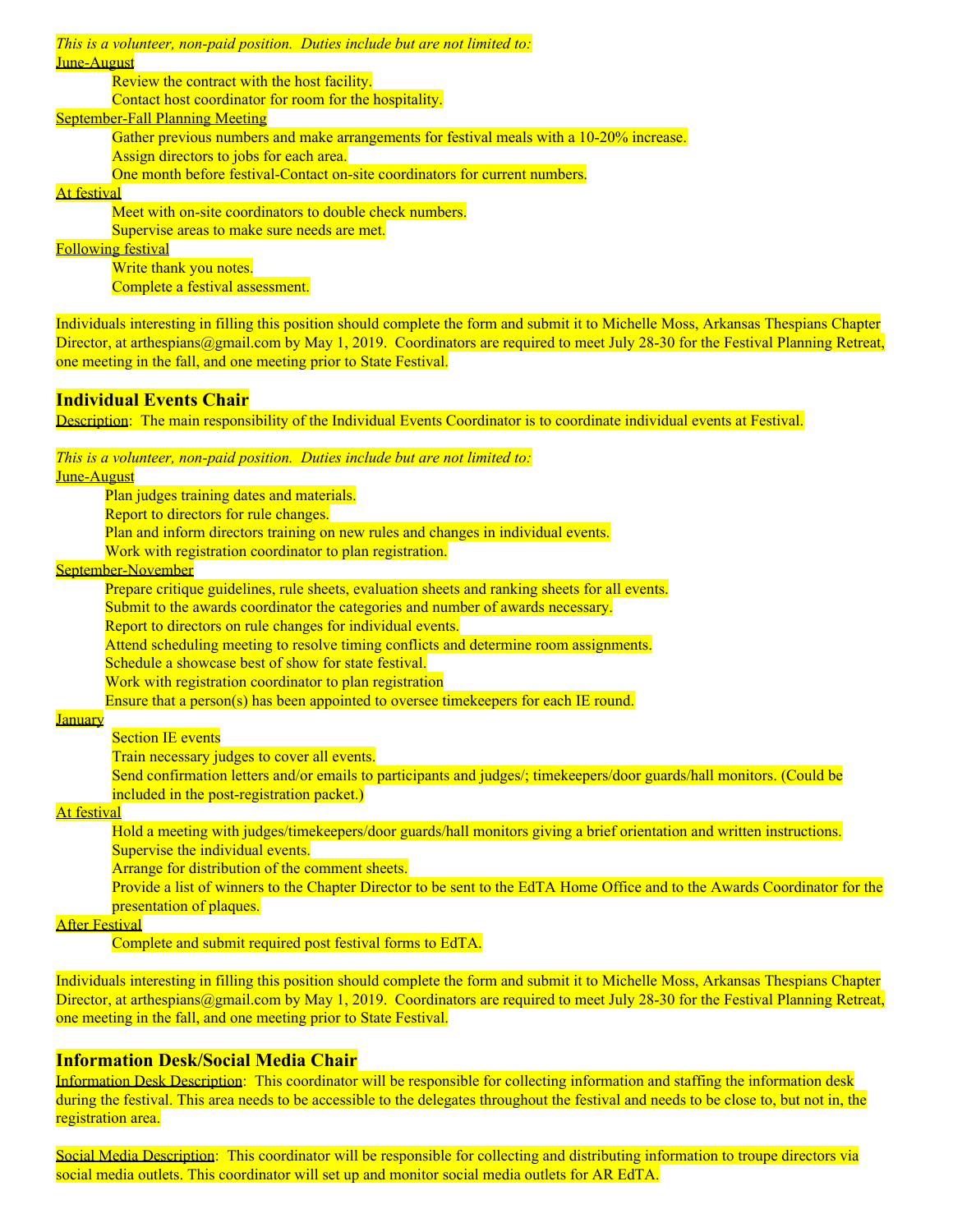*This is a volunteer, non-paid position. Duties include but are not limited to:*

June-August

- Review the contract with the host facility.
- Contact host coordinator for room for the hospitality.

September-Fall Planning Meeting

- Gather previous numbers and make arrangements for festival meals with a 10-20% increase.
- Assign directors to jobs for each area.
- One month before festival-Contact on-site coordinators for current numbers.

At festival

- Meet with on-site coordinators to double check numbers.
- Supervise areas to make sure needs are met.

Following festival

- Write thank you notes.
- Complete a festival assessment.

Individuals interesting in filling this position should complete the form and submit it to Michelle Moss, Arkansas Thespians Chapter Director, at arthespians@gmail.com by May 1, 2019. Coordinators are required to meet July 28-30 for the Festival Planning Retreat, one meeting in the fall, and one meeting prior to State Festival.

## Individual Events Chair

Description: The main responsibility of the Individual Events Coordinator is to coordinate individual events at Festival.

*This is a volunteer, non-paid position. Duties include but are not limited to:*

June-August

- Plan judges training dates and materials.
- Report to directors for rule changes.
- Plan and inform directors training on new rules and changes in individual events.
- Work with registration coordinator to plan registration.

September-November

- Prepare critique guidelines, rule sheets, evaluation sheets and ranking sheets for all events.
- Submit to the awards coordinator the categories and number of awards necessary.
- Report to directors on rule changes for individual events.
- Attend scheduling meeting to resolve timing conflicts and determine room assignments.
- Schedule a showcase best of show for state festival.
- Work with registration coordinator to plan registration
- Ensure that a person(s) has been appointed to oversee timekeepers for each IE round.

January

- Section IE events
- Train necessary judges to cover all events.
- Send confirmation letters and/or emails to participants and judges/; timekeepers/door guards/hall monitors. (Could be included in the post-registration packet.)

At festival

- Hold a meeting with judges/timekeepers/door guards/hall monitors giving a brief orientation and written instructions.
- Supervise the individual events.
- Arrange for distribution of the comment sheets.
- Provide a list of winners to the Chapter Director to be sent to the EdTA Home Office and to the Awards Coordinator for the presentation of plaques.

After Festival

- Complete and submit required post festival forms to EdTA.

Individuals interesting in filling this position should complete the form and submit it to Michelle Moss, Arkansas Thespians Chapter Director, at arthespians@gmail.com by May 1, 2019. Coordinators are required to meet July 28-30 for the Festival Planning Retreat, one meeting in the fall, and one meeting prior to State Festival.

## Information Desk/Social Media Chair

Information Desk Description: This coordinator will be responsible for collecting information and staffing the information desk during the festival. This area needs to be accessible to the delegates throughout the festival and needs to be close to, but not in, the registration area.

Social Media Description: This coordinator will be responsible for collecting and distributing information to troupe directors via social media outlets. This coordinator will set up and monitor social media outlets for AR EdTA.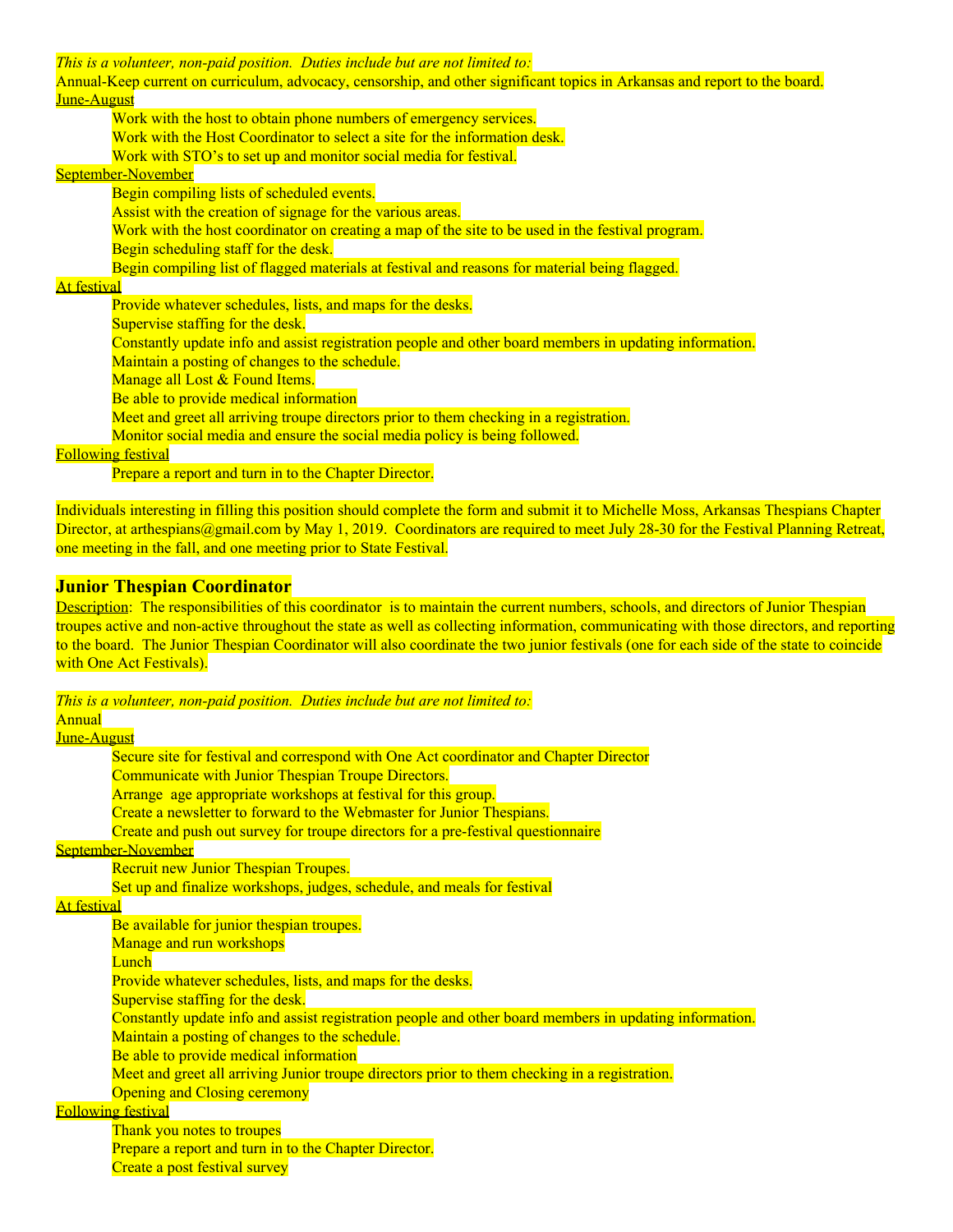*This is a volunteer, non-paid position. Duties include but are not limited to:*

Annual-Keep current on curriculum, advocacy, censorship, and other significant topics in Arkansas and report to the board.

<u>June-August</u>

- Work with the host to obtain phone numbers of emergency services.
- Work with the Host Coordinator to select a site for the information desk.
- Work with STO's to set up and monitor social media for festival.

<u>September-November</u>

- Begin compiling lists of scheduled events.
- Assist with the creation of signage for the various areas.
- Work with the host coordinator on creating a map of the site to be used in the festival program.
- Begin scheduling staff for the desk.
- Begin compiling list of flagged materials at festival and reasons for material being flagged.

<u>At festival</u>

- Provide whatever schedules, lists, and maps for the desks.
- Supervise staffing for the desk.
- Constantly update info and assist registration people and other board members in updating information.
- Maintain a posting of changes to the schedule.
- Manage all Lost & Found Items.
- Be able to provide medical information
- Meet and greet all arriving troupe directors prior to them checking in a registration.
- Monitor social media and ensure the social media policy is being followed.

<u>Following festival</u>

- Prepare a report and turn in to the Chapter Director.

Individuals interesting in filling this position should complete the form and submit it to Michelle Moss, Arkansas Thespians Chapter Director, at arthespians@gmail.com by May 1, 2019. Coordinators are required to meet July 28-30 for the Festival Planning Retreat, one meeting in the fall, and one meeting prior to State Festival.

## Junior Thespian Coordinator

<u>Description</u>: The responsibilities of this coordinator is to maintain the current numbers, schools, and directors of Junior Thespian troupes active and non-active throughout the state as well as collecting information, communicating with those directors, and reporting to the board. The Junior Thespian Coordinator will also coordinate the two junior festivals (one for each side of the state to coincide with One Act Festivals).

*This is a volunteer, non-paid position. Duties include but are not limited to:*

Annual

<u>June-August</u>

- Secure site for festival and correspond with One Act coordinator and Chapter Director
- Communicate with Junior Thespian Troupe Directors.
- Arrange age appropriate workshops at festival for this group.
- Create a newsletter to forward to the Webmaster for Junior Thespians.
- Create and push out survey for troupe directors for a pre-festival questionnaire

<u>September-November</u>

- Recruit new Junior Thespian Troupes.
- Set up and finalize workshops, judges, schedule, and meals for festival

<u>At festival</u>

- Be available for junior thespian troupes.
- Manage and run workshops
- Lunch
- Provide whatever schedules, lists, and maps for the desks.
- Supervise staffing for the desk.
- Constantly update info and assist registration people and other board members in updating information.
- Maintain a posting of changes to the schedule.
- Be able to provide medical information
- Meet and greet all arriving Junior troupe directors prior to them checking in a registration.
- Opening and Closing ceremony

<u>Following festival</u>

- Thank you notes to troupes
- Prepare a report and turn in to the Chapter Director.
- Create a post festival survey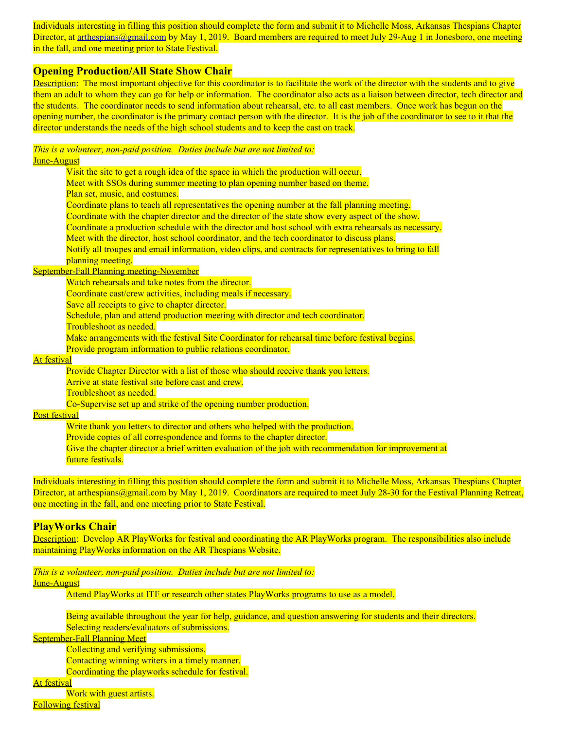Individuals interesting in filling this position should complete the form and submit it to Michelle Moss, Arkansas Thespians Chapter Director, at arthespians@gmail.com by May 1, 2019. Board members are required to meet July 29-Aug 1 in Jonesboro, one meeting in the fall, and one meeting prior to State Festival.

## Opening Production/All State Show Chair

Description: The most important objective for this coordinator is to facilitate the work of the director with the students and to give them an adult to whom they can go for help or information. The coordinator also acts as a liaison between director, tech director and the students. The coordinator needs to send information about rehearsal, etc. to all cast members. Once work has begun on the opening number, the coordinator is the primary contact person with the director. It is the job of the coordinator to see to it that the director understands the needs of the high school students and to keep the cast on track.

*This is a volunteer, non-paid position. Duties include but are not limited to:*

June-August

- Visit the site to get a rough idea of the space in which the production will occur.
- Meet with SSOs during summer meeting to plan opening number based on theme.
- Plan set, music, and costumes.
- Coordinate plans to teach all representatives the opening number at the fall planning meeting.
- Coordinate with the chapter director and the director of the state show every aspect of the show.
- Coordinate a production schedule with the director and host school with extra rehearsals as necessary.
- Meet with the director, host school coordinator, and the tech coordinator to discuss plans.
- Notify all troupes and email information, video clips, and contracts for representatives to bring to fall planning meeting.

September-Fall Planning meeting-November

- Watch rehearsals and take notes from the director.
- Coordinate cast/crew activities, including meals if necessary.
- Save all receipts to give to chapter director.
- Schedule, plan and attend production meeting with director and tech coordinator.
- Troubleshoot as needed.
- Make arrangements with the festival Site Coordinator for rehearsal time before festival begins.
- Provide program information to public relations coordinator.

At festival

- Provide Chapter Director with a list of those who should receive thank you letters.
- Arrive at state festival site before cast and crew.
- Troubleshoot as needed.
- Co-Supervise set up and strike of the opening number production.

Post festival

- Write thank you letters to director and others who helped with the production.
- Provide copies of all correspondence and forms to the chapter director.
- Give the chapter director a brief written evaluation of the job with recommendation for improvement at future festivals.

Individuals interesting in filling this position should complete the form and submit it to Michelle Moss, Arkansas Thespians Chapter Director, at arthespians@gmail.com by May 1, 2019. Coordinators are required to meet July 28-30 for the Festival Planning Retreat, one meeting in the fall, and one meeting prior to State Festival.

## PlayWorks Chair

Description: Develop AR PlayWorks for festival and coordinating the AR PlayWorks program. The responsibilities also include maintaining PlayWorks information on the AR Thespians Website.

*This is a volunteer, non-paid position. Duties include but are not limited to:*

June-August

- Attend PlayWorks at ITF or research other states PlayWorks programs to use as a model.
- Being available throughout the year for help, guidance, and question answering for students and their directors.
- Selecting readers/evaluators of submissions.

September-Fall Planning Meet

- Collecting and verifying submissions.
- Contacting winning writers in a timely manner.
- Coordinating the playworks schedule for festival.

At festival

- Work with guest artists.

Following festival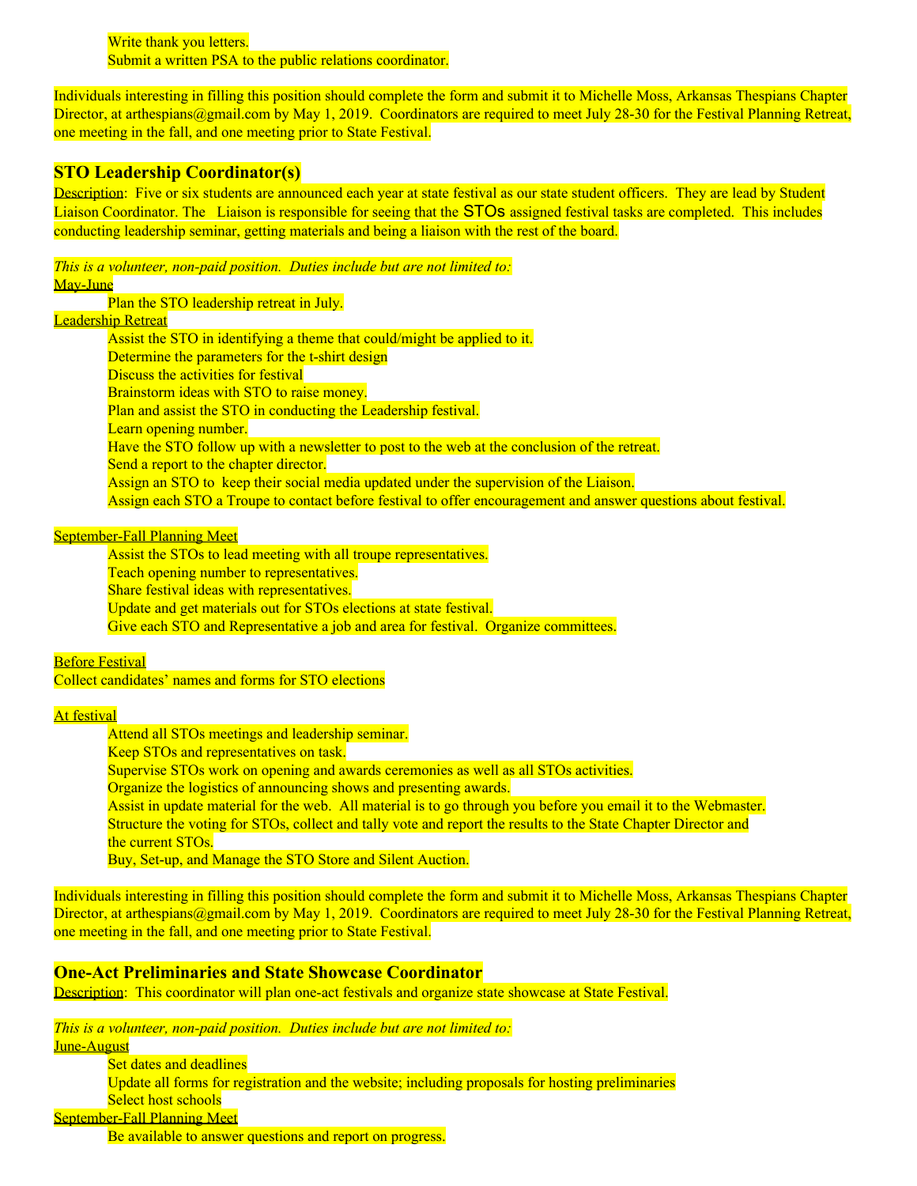Write thank you letters.
Submit a written PSA to the public relations coordinator.

Individuals interesting in filling this position should complete the form and submit it to Michelle Moss, Arkansas Thespians Chapter Director, at arthespians@gmail.com by May 1, 2019. Coordinators are required to meet July 28-30 for the Festival Planning Retreat, one meeting in the fall, and one meeting prior to State Festival.

## STO Leadership Coordinator(s)

Description: Five or six students are announced each year at state festival as our state student officers. They are lead by Student Liaison Coordinator. The Liaison is responsible for seeing that the STOs assigned festival tasks are completed. This includes conducting leadership seminar, getting materials and being a liaison with the rest of the board.

*This is a volunteer, non-paid position. Duties include but are not limited to:*

May-June

- Plan the STO leadership retreat in July.

Leadership Retreat

- Assist the STO in identifying a theme that could/might be applied to it.
- Determine the parameters for the t-shirt design
- Discuss the activities for festival
- Brainstorm ideas with STO to raise money.
- Plan and assist the STO in conducting the Leadership festival.
- Learn opening number.
- Have the STO follow up with a newsletter to post to the web at the conclusion of the retreat.
- Send a report to the chapter director.
- Assign an STO to keep their social media updated under the supervision of the Liaison.
- Assign each STO a Troupe to contact before festival to offer encouragement and answer questions about festival.

September-Fall Planning Meet

- Assist the STOs to lead meeting with all troupe representatives.
- Teach opening number to representatives.
- Share festival ideas with representatives.
- Update and get materials out for STOs elections at state festival.
- Give each STO and Representative a job and area for festival. Organize committees.

Before Festival

Collect candidates' names and forms for STO elections

At festival

- Attend all STOs meetings and leadership seminar.
- Keep STOs and representatives on task.
- Supervise STOs work on opening and awards ceremonies as well as all STOs activities.
- Organize the logistics of announcing shows and presenting awards.
- Assist in update material for the web. All material is to go through you before you email it to the Webmaster.
- Structure the voting for STOs, collect and tally vote and report the results to the State Chapter Director and the current STOs.
- Buy, Set-up, and Manage the STO Store and Silent Auction.

Individuals interesting in filling this position should complete the form and submit it to Michelle Moss, Arkansas Thespians Chapter Director, at arthespians@gmail.com by May 1, 2019. Coordinators are required to meet July 28-30 for the Festival Planning Retreat, one meeting in the fall, and one meeting prior to State Festival.

## One-Act Preliminaries and State Showcase Coordinator

Description: This coordinator will plan one-act festivals and organize state showcase at State Festival.

*This is a volunteer, non-paid position. Duties include but are not limited to:*

June-August

- Set dates and deadlines
- Update all forms for registration and the website; including proposals for hosting preliminaries
- Select host schools

September-Fall Planning Meet

- Be available to answer questions and report on progress.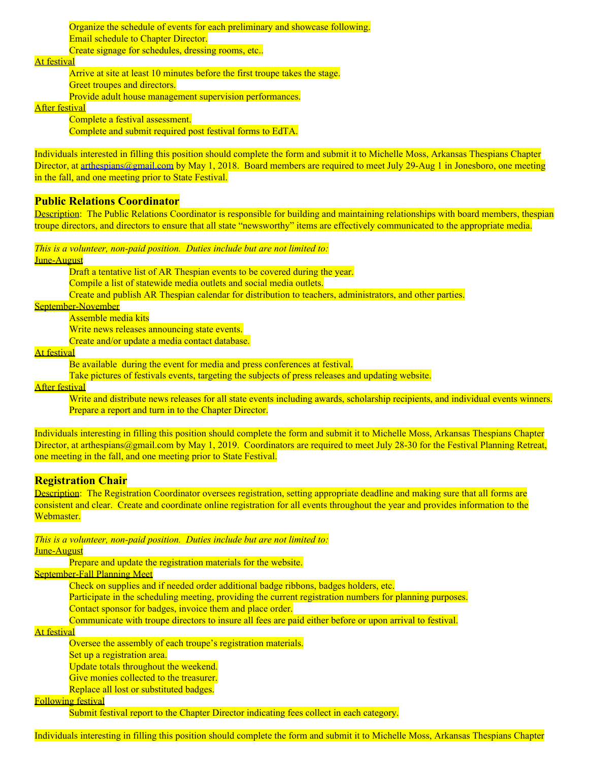Organize the schedule of events for each preliminary and showcase following.
Email schedule to Chapter Director.
Create signage for schedules, dressing rooms, etc..

At festival

Arrive at site at least 10 minutes before the first troupe takes the stage.
Greet troupes and directors.
Provide adult house management supervision performances.

After festival

Complete a festival assessment.
Complete and submit required post festival forms to EdTA.

Individuals interested in filling this position should complete the form and submit it to Michelle Moss, Arkansas Thespians Chapter Director, at arthespians@gmail.com by May 1, 2018. Board members are required to meet July 29-Aug 1 in Jonesboro, one meeting in the fall, and one meeting prior to State Festival.

### Public Relations Coordinator

Description: The Public Relations Coordinator is responsible for building and maintaining relationships with board members, thespian troupe directors, and directors to ensure that all state "newsworthy" items are effectively communicated to the appropriate media.

*This is a volunteer, non-paid position. Duties include but are not limited to:*

June-August

Draft a tentative list of AR Thespian events to be covered during the year.
Compile a list of statewide media outlets and social media outlets.
Create and publish AR Thespian calendar for distribution to teachers, administrators, and other parties.

September-November

Assemble media kits
Write news releases announcing state events.
Create and/or update a media contact database.

At festival

Be available during the event for media and press conferences at festival.
Take pictures of festivals events, targeting the subjects of press releases and updating website.

After festival

Write and distribute news releases for all state events including awards, scholarship recipients, and individual events winners.
Prepare a report and turn in to the Chapter Director.

Individuals interesting in filling this position should complete the form and submit it to Michelle Moss, Arkansas Thespians Chapter Director, at arthespians@gmail.com by May 1, 2019. Coordinators are required to meet July 28-30 for the Festival Planning Retreat, one meeting in the fall, and one meeting prior to State Festival.

### Registration Chair

Description: The Registration Coordinator oversees registration, setting appropriate deadline and making sure that all forms are consistent and clear. Create and coordinate online registration for all events throughout the year and provides information to the Webmaster.

*This is a volunteer, non-paid position. Duties include but are not limited to:*

June-August

Prepare and update the registration materials for the website.

September-Fall Planning Meet

Check on supplies and if needed order additional badge ribbons, badges holders, etc.
Participate in the scheduling meeting, providing the current registration numbers for planning purposes.
Contact sponsor for badges, invoice them and place order.
Communicate with troupe directors to insure all fees are paid either before or upon arrival to festival.

At festival

Oversee the assembly of each troupe's registration materials.
Set up a registration area.
Update totals throughout the weekend.
Give monies collected to the treasurer.
Replace all lost or substituted badges.

Following festival

Submit festival report to the Chapter Director indicating fees collect in each category.

Individuals interesting in filling this position should complete the form and submit it to Michelle Moss, Arkansas Thespians Chapter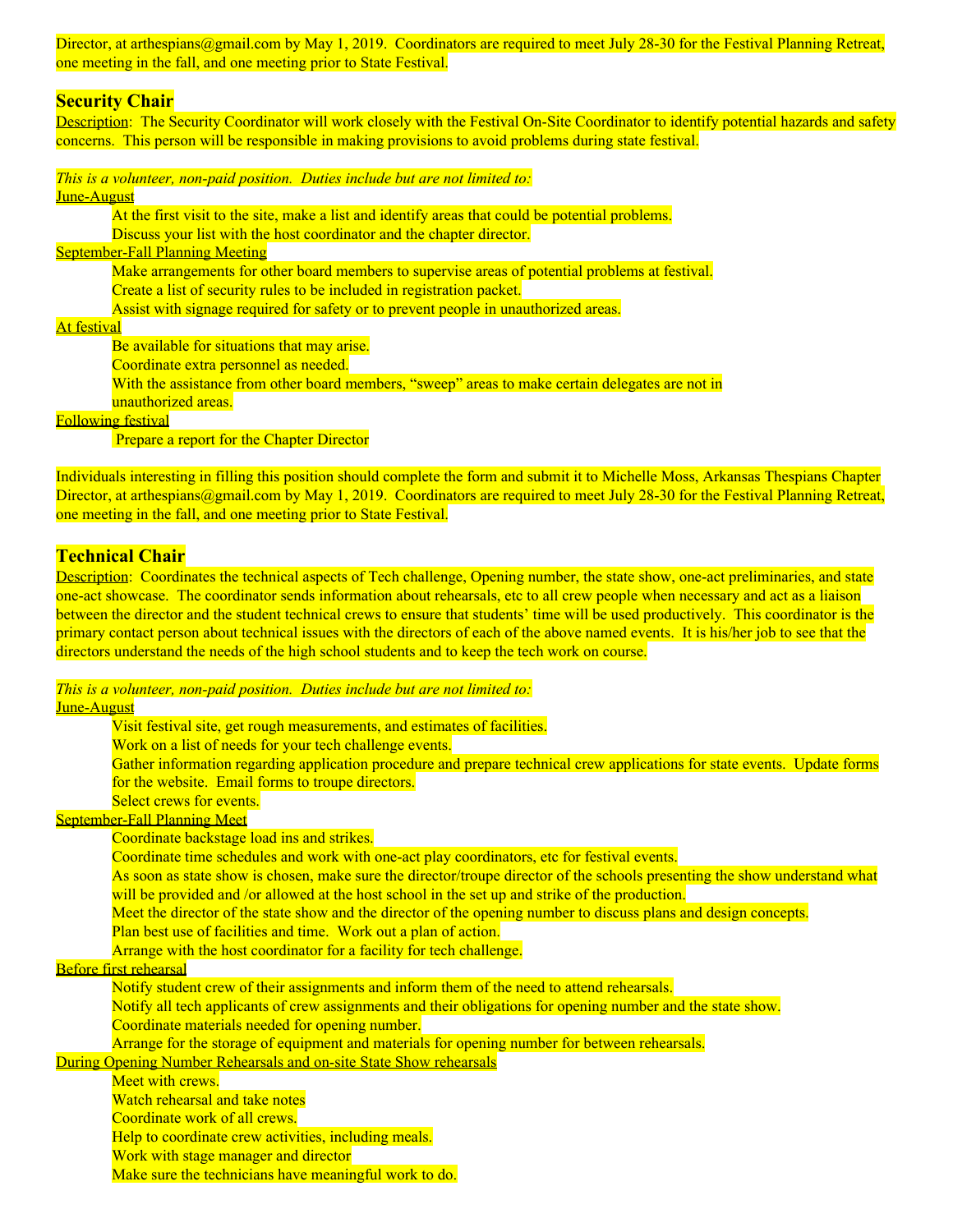Director, at arthespians@gmail.com by May 1, 2019. Coordinators are required to meet July 28-30 for the Festival Planning Retreat, one meeting in the fall, and one meeting prior to State Festival.

## Security Chair

Description: The Security Coordinator will work closely with the Festival On-Site Coordinator to identify potential hazards and safety concerns. This person will be responsible in making provisions to avoid problems during state festival.

*This is a volunteer, non-paid position. Duties include but are not limited to:*

June-August

- At the first visit to the site, make a list and identify areas that could be potential problems.
- Discuss your list with the host coordinator and the chapter director.

September-Fall Planning Meeting

- Make arrangements for other board members to supervise areas of potential problems at festival.
- Create a list of security rules to be included in registration packet.
- Assist with signage required for safety or to prevent people in unauthorized areas.

At festival

- Be available for situations that may arise.
- Coordinate extra personnel as needed.
- With the assistance from other board members, "sweep" areas to make certain delegates are not in unauthorized areas.

Following festival

- Prepare a report for the Chapter Director

Individuals interesting in filling this position should complete the form and submit it to Michelle Moss, Arkansas Thespians Chapter Director, at arthespians@gmail.com by May 1, 2019. Coordinators are required to meet July 28-30 for the Festival Planning Retreat, one meeting in the fall, and one meeting prior to State Festival.

## Technical Chair

Description: Coordinates the technical aspects of Tech challenge, Opening number, the state show, one-act preliminaries, and state one-act showcase. The coordinator sends information about rehearsals, etc to all crew people when necessary and act as a liaison between the director and the student technical crews to ensure that students' time will be used productively. This coordinator is the primary contact person about technical issues with the directors of each of the above named events. It is his/her job to see that the directors understand the needs of the high school students and to keep the tech work on course.

*This is a volunteer, non-paid position. Duties include but are not limited to:*

June-August

- Visit festival site, get rough measurements, and estimates of facilities.
- Work on a list of needs for your tech challenge events.
- Gather information regarding application procedure and prepare technical crew applications for state events. Update forms for the website. Email forms to troupe directors.
- Select crews for events.

September-Fall Planning Meet

- Coordinate backstage load ins and strikes.
- Coordinate time schedules and work with one-act play coordinators, etc for festival events.
- As soon as state show is chosen, make sure the director/troupe director of the schools presenting the show understand what will be provided and /or allowed at the host school in the set up and strike of the production.
- Meet the director of the state show and the director of the opening number to discuss plans and design concepts.
- Plan best use of facilities and time. Work out a plan of action.
- Arrange with the host coordinator for a facility for tech challenge.

Before first rehearsal

- Notify student crew of their assignments and inform them of the need to attend rehearsals.
- Notify all tech applicants of crew assignments and their obligations for opening number and the state show.
- Coordinate materials needed for opening number.
- Arrange for the storage of equipment and materials for opening number for between rehearsals.

During Opening Number Rehearsals and on-site State Show rehearsals

- Meet with crews.
- Watch rehearsal and take notes
- Coordinate work of all crews.
- Help to coordinate crew activities, including meals.
- Work with stage manager and director
- Make sure the technicians have meaningful work to do.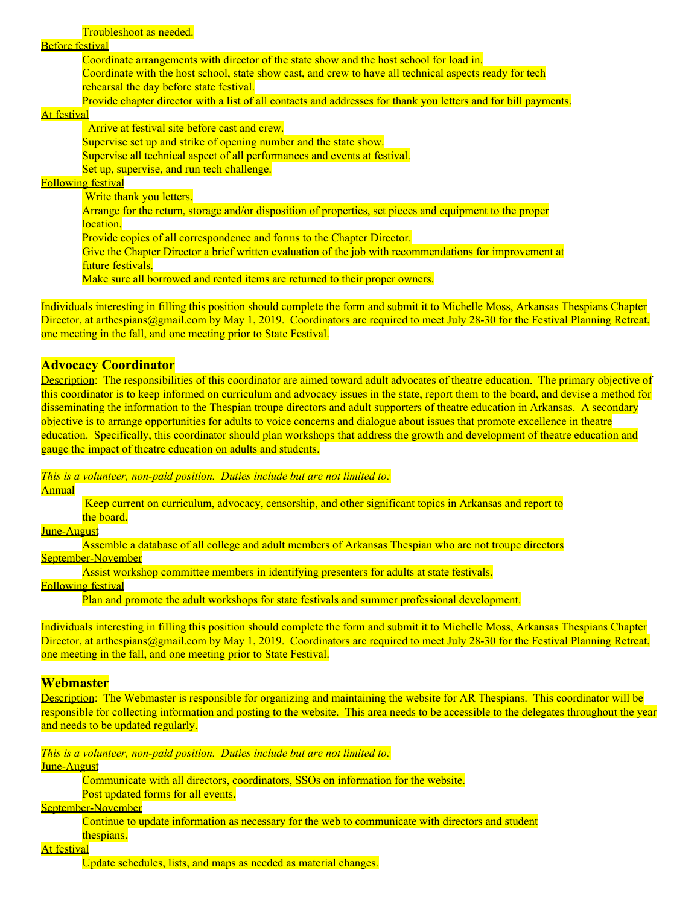Troubleshoot as needed.

Before festival

Coordinate arrangements with director of the state show and the host school for load in.

Coordinate with the host school, state show cast, and crew to have all technical aspects ready for tech rehearsal the day before state festival.

Provide chapter director with a list of all contacts and addresses for thank you letters and for bill payments.

At festival

Arrive at festival site before cast and crew.

Supervise set up and strike of opening number and the state show.

Supervise all technical aspect of all performances and events at festival.

Set up, supervise, and run tech challenge.

Following festival

Write thank you letters.

Arrange for the return, storage and/or disposition of properties, set pieces and equipment to the proper location.

Provide copies of all correspondence and forms to the Chapter Director.

Give the Chapter Director a brief written evaluation of the job with recommendations for improvement at future festivals.

Make sure all borrowed and rented items are returned to their proper owners.

Individuals interesting in filling this position should complete the form and submit it to Michelle Moss, Arkansas Thespians Chapter Director, at arthespians@gmail.com by May 1, 2019. Coordinators are required to meet July 28-30 for the Festival Planning Retreat, one meeting in the fall, and one meeting prior to State Festival.

## Advocacy Coordinator

Description: The responsibilities of this coordinator are aimed toward adult advocates of theatre education. The primary objective of this coordinator is to keep informed on curriculum and advocacy issues in the state, report them to the board, and devise a method for disseminating the information to the Thespian troupe directors and adult supporters of theatre education in Arkansas. A secondary objective is to arrange opportunities for adults to voice concerns and dialogue about issues that promote excellence in theatre education. Specifically, this coordinator should plan workshops that address the growth and development of theatre education and gauge the impact of theatre education on adults and students.

*This is a volunteer, non-paid position. Duties include but are not limited to:*

Annual

Keep current on curriculum, advocacy, censorship, and other significant topics in Arkansas and report to the board.

June-August

Assemble a database of all college and adult members of Arkansas Thespian who are not troupe directors

September-November

Assist workshop committee members in identifying presenters for adults at state festivals.

Following festival

Plan and promote the adult workshops for state festivals and summer professional development.

Individuals interesting in filling this position should complete the form and submit it to Michelle Moss, Arkansas Thespians Chapter Director, at arthespians@gmail.com by May 1, 2019. Coordinators are required to meet July 28-30 for the Festival Planning Retreat, one meeting in the fall, and one meeting prior to State Festival.

## Webmaster

Description: The Webmaster is responsible for organizing and maintaining the website for AR Thespians. This coordinator will be responsible for collecting information and posting to the website. This area needs to be accessible to the delegates throughout the year and needs to be updated regularly.

*This is a volunteer, non-paid position. Duties include but are not limited to:*

June-August

Communicate with all directors, coordinators, SSOs on information for the website.

Post updated forms for all events.

September-November

Continue to update information as necessary for the web to communicate with directors and student thespians.

At festival

Update schedules, lists, and maps as needed as material changes.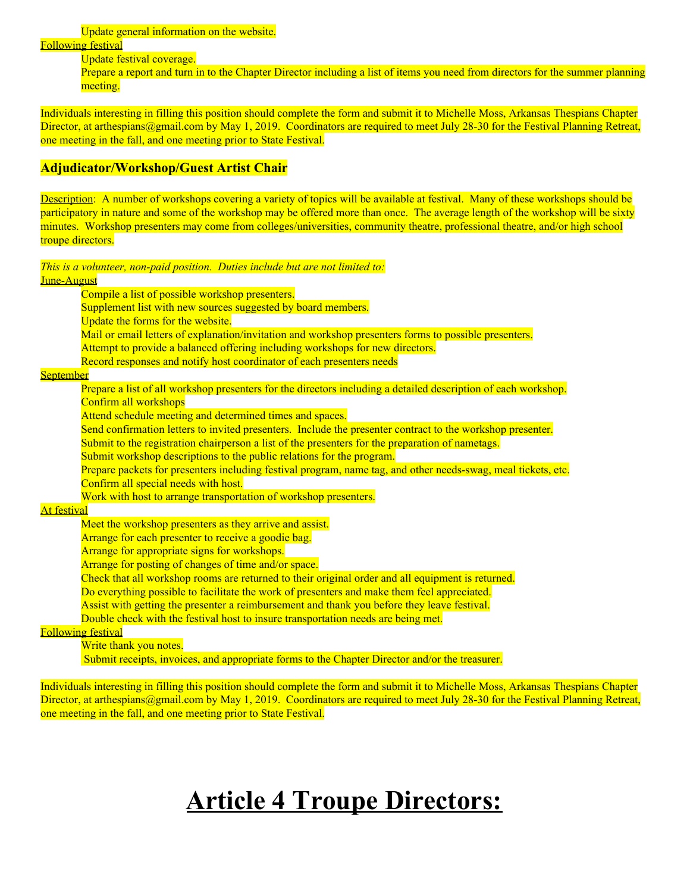Update general information on the website.

Following festival

Update festival coverage.

Prepare a report and turn in to the Chapter Director including a list of items you need from directors for the summer planning meeting.

Individuals interesting in filling this position should complete the form and submit it to Michelle Moss, Arkansas Thespians Chapter Director, at arthespians@gmail.com by May 1, 2019. Coordinators are required to meet July 28-30 for the Festival Planning Retreat, one meeting in the fall, and one meeting prior to State Festival.

### Adjudicator/Workshop/Guest Artist Chair

Description: A number of workshops covering a variety of topics will be available at festival. Many of these workshops should be participatory in nature and some of the workshop may be offered more than once. The average length of the workshop will be sixty minutes. Workshop presenters may come from colleges/universities, community theatre, professional theatre, and/or high school troupe directors.

*This is a volunteer, non-paid position. Duties include but are not limited to:*

June-August

Compile a list of possible workshop presenters.

Supplement list with new sources suggested by board members.

Update the forms for the website.

Mail or email letters of explanation/invitation and workshop presenters forms to possible presenters.

Attempt to provide a balanced offering including workshops for new directors.

Record responses and notify host coordinator of each presenters needs

September

Prepare a list of all workshop presenters for the directors including a detailed description of each workshop.

Confirm all workshops

Attend schedule meeting and determined times and spaces.

Send confirmation letters to invited presenters. Include the presenter contract to the workshop presenter.

Submit to the registration chairperson a list of the presenters for the preparation of nametags.

Submit workshop descriptions to the public relations for the program.

Prepare packets for presenters including festival program, name tag, and other needs-swag, meal tickets, etc.

Confirm all special needs with host.

Work with host to arrange transportation of workshop presenters.

At festival

Meet the workshop presenters as they arrive and assist.

Arrange for each presenter to receive a goodie bag.

Arrange for appropriate signs for workshops.

Arrange for posting of changes of time and/or space.

Check that all workshop rooms are returned to their original order and all equipment is returned.

Do everything possible to facilitate the work of presenters and make them feel appreciated.

Assist with getting the presenter a reimbursement and thank you before they leave festival.

Double check with the festival host to insure transportation needs are being met.

Following festival

Write thank you notes.

Submit receipts, invoices, and appropriate forms to the Chapter Director and/or the treasurer.

Individuals interesting in filling this position should complete the form and submit it to Michelle Moss, Arkansas Thespians Chapter Director, at arthespians@gmail.com by May 1, 2019. Coordinators are required to meet July 28-30 for the Festival Planning Retreat, one meeting in the fall, and one meeting prior to State Festival.

# Article 4 Troupe Directors: